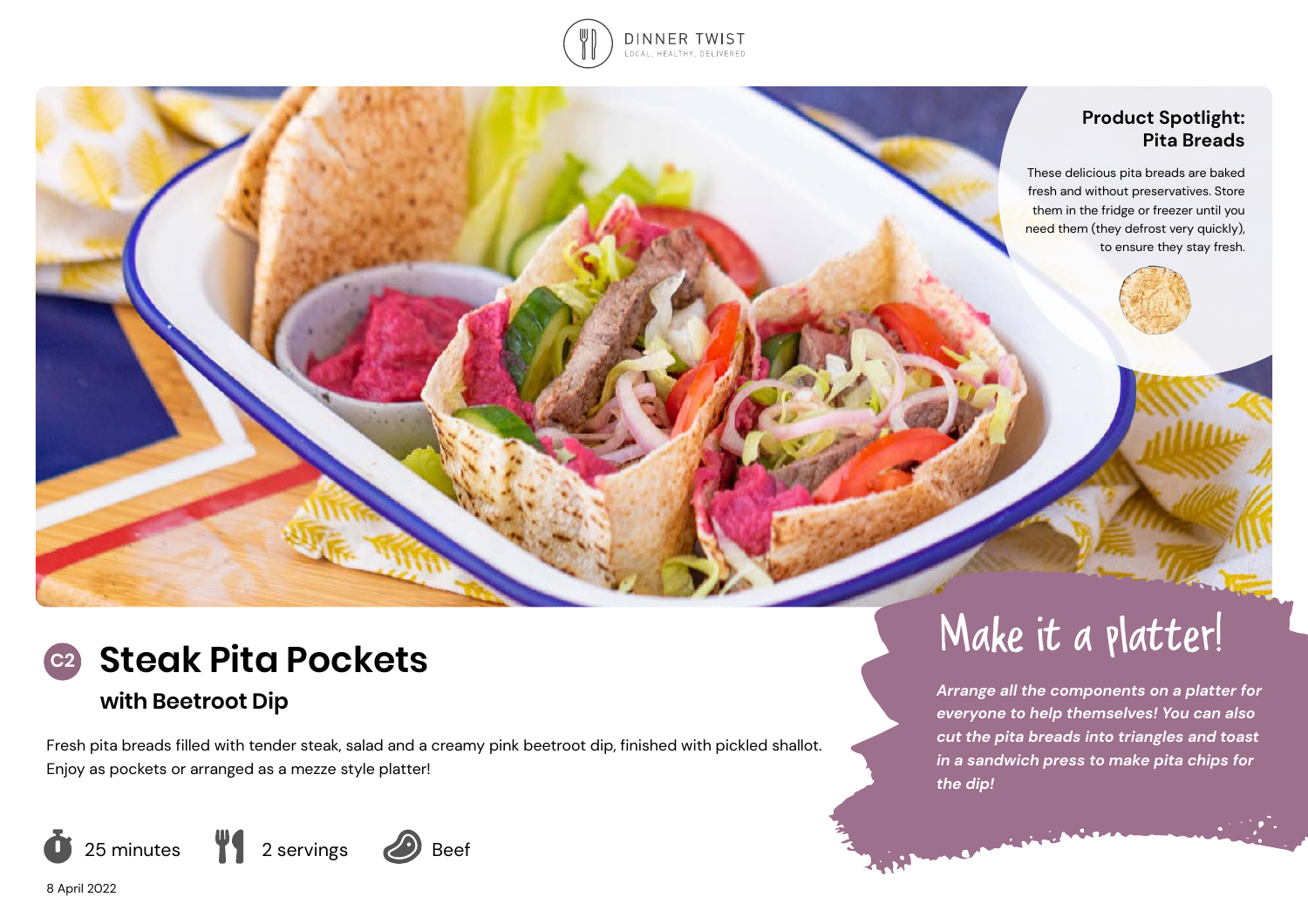DINNER TWIST

LOCAL. HEALTHY. DELIVERED

### Product Spotlight: Pita Breads

These delicious pita breads are baked fresh and without preservatives. Store them in the fridge or freezer until you need them (they defrost very quickly), to ensure they stay fresh.

# C2 Steak Pita Pockets

## with Beetroot Dip

Fresh pita breads filled with tender steak, salad and a creamy pink beetroot dip, finished with pickled shallot. Enjoy as pockets or arranged as a mezze style platter!

25 minutes | 2 servings | Beef

8 April 2022

## Make it a platter!

***Arrange all the components on a platter for everyone to help themselves! You can also cut the pita breads into triangles and toast in a sandwich press to make pita chips for the dip!***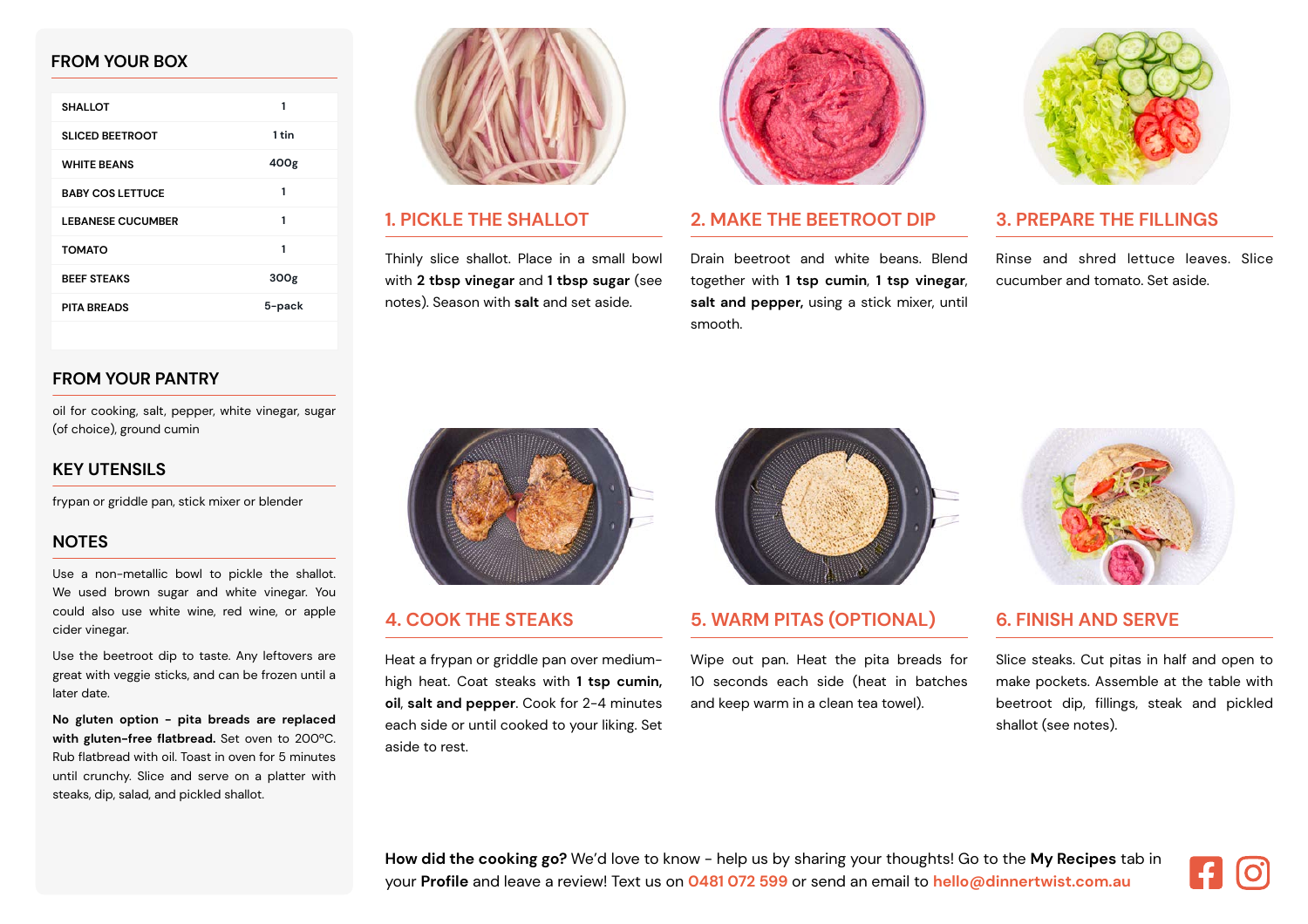## FROM YOUR BOX

| | |
|---|---|
| SHALLOT | 1 |
| SLICED BEETROOT | 1 tin |
| WHITE BEANS | 400g |
| BABY COS LETTUCE | 1 |
| LEBANESE CUCUMBER | 1 |
| TOMATO | 1 |
| BEEF STEAKS | 300g |
| PITA BREADS | 5-pack |

## FROM YOUR PANTRY

oil for cooking, salt, pepper, white vinegar, sugar (of choice), ground cumin

## KEY UTENSILS

frypan or griddle pan, stick mixer or blender

## NOTES

Use a non-metallic bowl to pickle the shallot. We used brown sugar and white vinegar. You could also use white wine, red wine, or apple cider vinegar.

Use the beetroot dip to taste. Any leftovers are great with veggie sticks, and can be frozen until a later date.

**No gluten option - pita breads are replaced with gluten-free flatbread.** Set oven to 200°C. Rub flatbread with oil. Toast in oven for 5 minutes until crunchy. Slice and serve on a platter with steaks, dip, salad, and pickled shallot.

## 1. PICKLE THE SHALLOT

Thinly slice shallot. Place in a small bowl with **2 tbsp vinegar** and **1 tbsp sugar** (see notes). Season with **salt** and set aside.

## 2. MAKE THE BEETROOT DIP

Drain beetroot and white beans. Blend together with **1 tsp cumin**, **1 tsp vinegar**, **salt and pepper,** using a stick mixer, until smooth.

## 3. PREPARE THE FILLINGS

Rinse and shred lettuce leaves. Slice cucumber and tomato. Set aside.

## 4. COOK THE STEAKS

Heat a frypan or griddle pan over medium-high heat. Coat steaks with **1 tsp cumin, oil**, **salt and pepper**. Cook for 2-4 minutes each side or until cooked to your liking. Set aside to rest.

## 5. WARM PITAS (OPTIONAL)

Wipe out pan. Heat the pita breads for 10 seconds each side (heat in batches and keep warm in a clean tea towel).

## 6. FINISH AND SERVE

Slice steaks. Cut pitas in half and open to make pockets. Assemble at the table with beetroot dip, fillings, steak and pickled shallot (see notes).

**How did the cooking go?** We'd love to know - help us by sharing your thoughts! Go to the **My Recipes** tab in your **Profile** and leave a review! Text us on 0481 072 599 or send an email to hello@dinnertwist.com.au